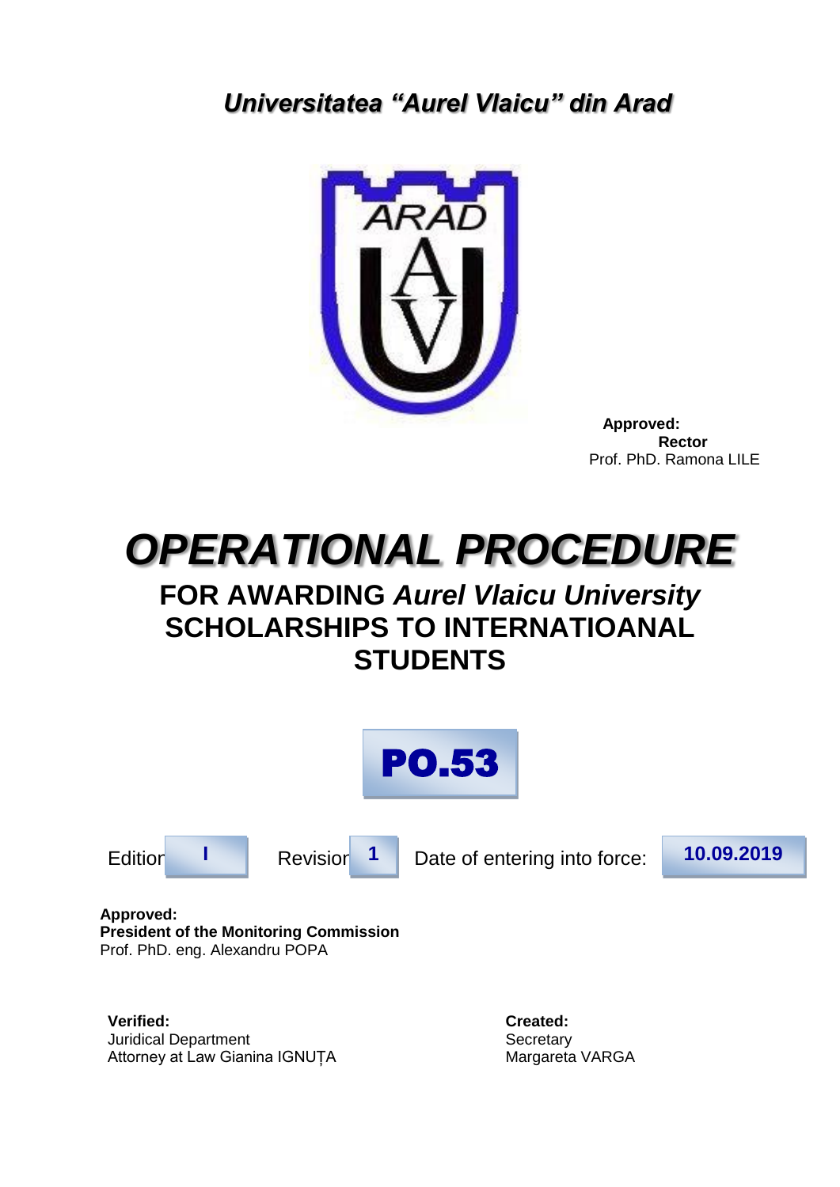***Universitatea "Aurel Vlaicu" din Arad***

**Approved:**
**Rector**
Prof. PhD. Ramona LILE

# *OPERATIONAL PROCEDURE*

## FOR AWARDING *Aurel Vlaicu University* SCHOLARSHIPS TO INTERNATIOANAL STUDENTS

# PO.53

Edition **I** Revision **1** Date of entering into force: **10.09.2019**

**Approved:**
**President of the Monitoring Commission**
Prof. PhD. eng. Alexandru POPA

**Verified:**
Juridical Department
Attorney at Law Gianina IGNUȚA

**Created:**
Secretary
Margareta VARGA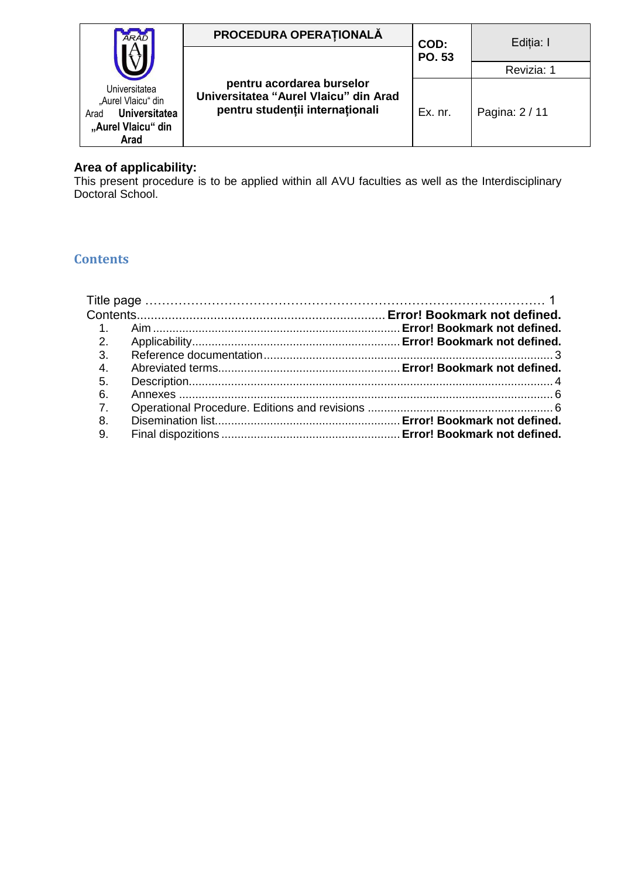**Area of applicability:**
This present procedure is to be applied within all AVU faculties as well as the Interdisciplinary Doctoral School.

## Contents

Title page ………………………………………………………………………………… 1
Contents........................................................................ **Error! Bookmark not defined.**
1. Aim ............................................................................ **Error! Bookmark not defined.**
2. Applicability................................................................ **Error! Bookmark not defined.**
3. Reference documentation.........................................................................................3
4. Abreviated terms.......................................................... **Error! Bookmark not defined.**
5. Description..................................................................................................................4
6. Annexes ......................................................................................................................6
7. Operational Procedure. Editions and revisions ..........................................................6
8. Disemination list........................................................... **Error! Bookmark not defined.**
9. Final dispozitions ......................................................... **Error! Bookmark not defined.**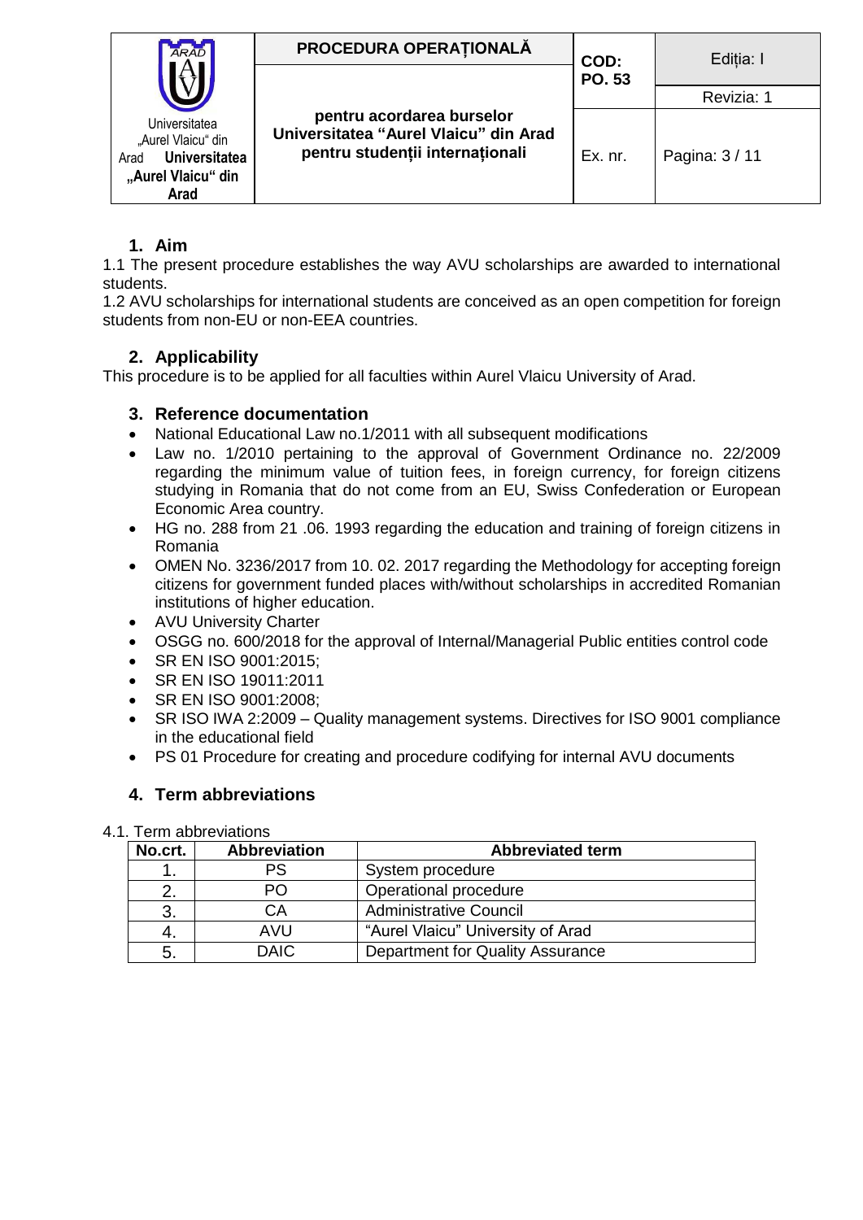## 1. Aim

1.1 The present procedure establishes the way AVU scholarships are awarded to international students.

1.2 AVU scholarships for international students are conceived as an open competition for foreign students from non-EU or non-EEA countries.

## 2. Applicability

This procedure is to be applied for all faculties within Aurel Vlaicu University of Arad.

## 3. Reference documentation

- National Educational Law no.1/2011 with all subsequent modifications
- Law no. 1/2010 pertaining to the approval of Government Ordinance no. 22/2009 regarding the minimum value of tuition fees, in foreign currency, for foreign citizens studying in Romania that do not come from an EU, Swiss Confederation or European Economic Area country.
- HG no. 288 from 21 .06. 1993 regarding the education and training of foreign citizens in Romania
- OMEN No. 3236/2017 from 10. 02. 2017 regarding the Methodology for accepting foreign citizens for government funded places with/without scholarships in accredited Romanian institutions of higher education.
- AVU University Charter
- OSGG no. 600/2018 for the approval of Internal/Managerial Public entities control code
- SR EN ISO 9001:2015;
- SR EN ISO 19011:2011
- SR EN ISO 9001:2008;
- SR ISO IWA 2:2009 – Quality management systems. Directives for ISO 9001 compliance in the educational field
- PS 01 Procedure for creating and procedure codifying for internal AVU documents

## 4. Term abbreviations

4.1. Term abbreviations

| No.crt. | Abbreviation | Abbreviated term |
|---|---|---|
| 1. | PS | System procedure |
| 2. | PO | Operational procedure |
| 3. | CA | Administrative Council |
| 4. | AVU | "Aurel Vlaicu" University of Arad |
| 5. | DAIC | Department for Quality Assurance |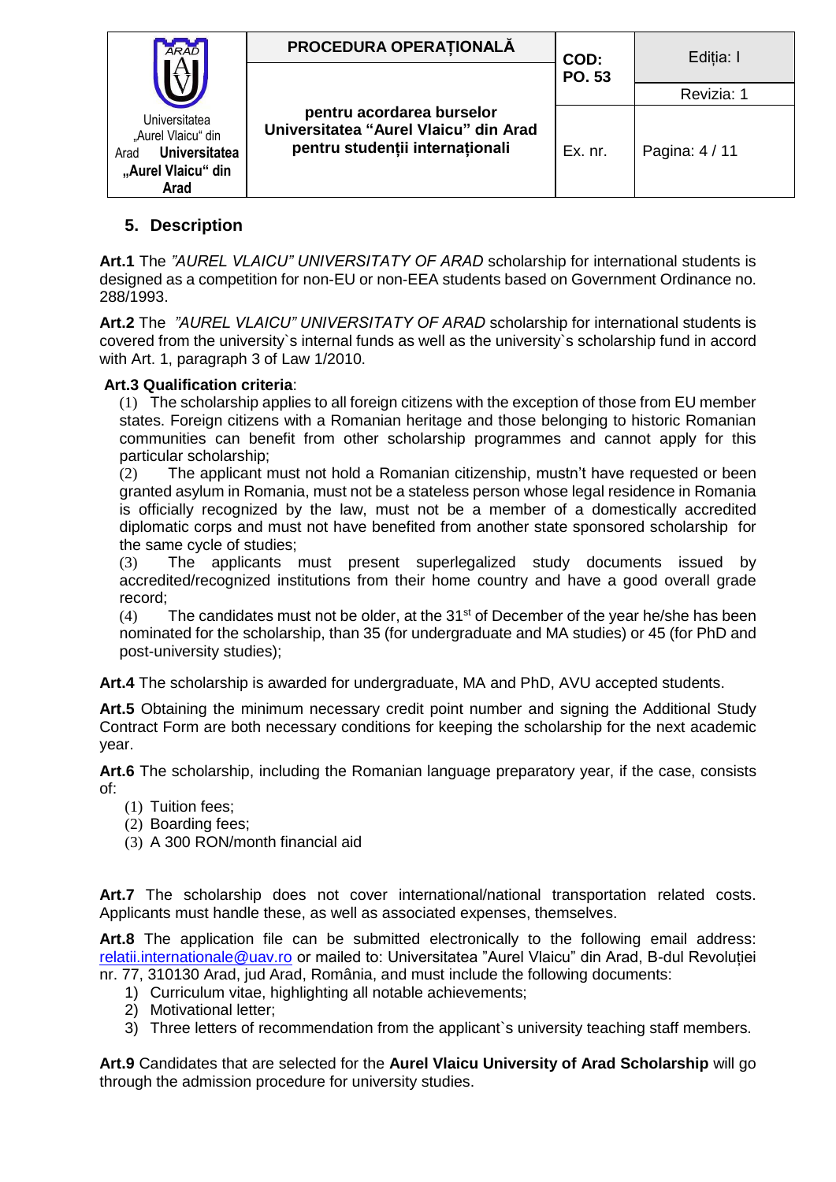## 5. Description

**Art.1** The *"AUREL VLAICU" UNIVERSITATY OF ARAD* scholarship for international students is designed as a competition for non-EU or non-EEA students based on Government Ordinance no. 288/1993.

**Art.2** The *"AUREL VLAICU" UNIVERSITATY OF ARAD* scholarship for international students is covered from the university`s internal funds as well as the university`s scholarship fund in accord with Art. 1, paragraph 3 of Law 1/2010.

**Art.3 Qualification criteria**:

(1) The scholarship applies to all foreign citizens with the exception of those from EU member states. Foreign citizens with a Romanian heritage and those belonging to historic Romanian communities can benefit from other scholarship programmes and cannot apply for this particular scholarship;

(2) The applicant must not hold a Romanian citizenship, mustn't have requested or been granted asylum in Romania, must not be a stateless person whose legal residence in Romania is officially recognized by the law, must not be a member of a domestically accredited diplomatic corps and must not have benefited from another state sponsored scholarship for the same cycle of studies;

(3) The applicants must present superlegalized study documents issued by accredited/recognized institutions from their home country and have a good overall grade record;

(4) The candidates must not be older, at the 31st of December of the year he/she has been nominated for the scholarship, than 35 (for undergraduate and MA studies) or 45 (for PhD and post-university studies);

**Art.4** The scholarship is awarded for undergraduate, MA and PhD, AVU accepted students.

**Art.5** Obtaining the minimum necessary credit point number and signing the Additional Study Contract Form are both necessary conditions for keeping the scholarship for the next academic year.

**Art.6** The scholarship, including the Romanian language preparatory year, if the case, consists of:

(1) Tuition fees;
(2) Boarding fees;
(3) A 300 RON/month financial aid

**Art.7** The scholarship does not cover international/national transportation related costs. Applicants must handle these, as well as associated expenses, themselves.

**Art.8** The application file can be submitted electronically to the following email address: relatii.internationale@uav.ro or mailed to: Universitatea "Aurel Vlaicu" din Arad, B-dul Revoluției nr. 77, 310130 Arad, jud Arad, România, and must include the following documents:

1) Curriculum vitae, highlighting all notable achievements;
2) Motivational letter;
3) Three letters of recommendation from the applicant`s university teaching staff members.

**Art.9** Candidates that are selected for the **Aurel Vlaicu University of Arad Scholarship** will go through the admission procedure for university studies.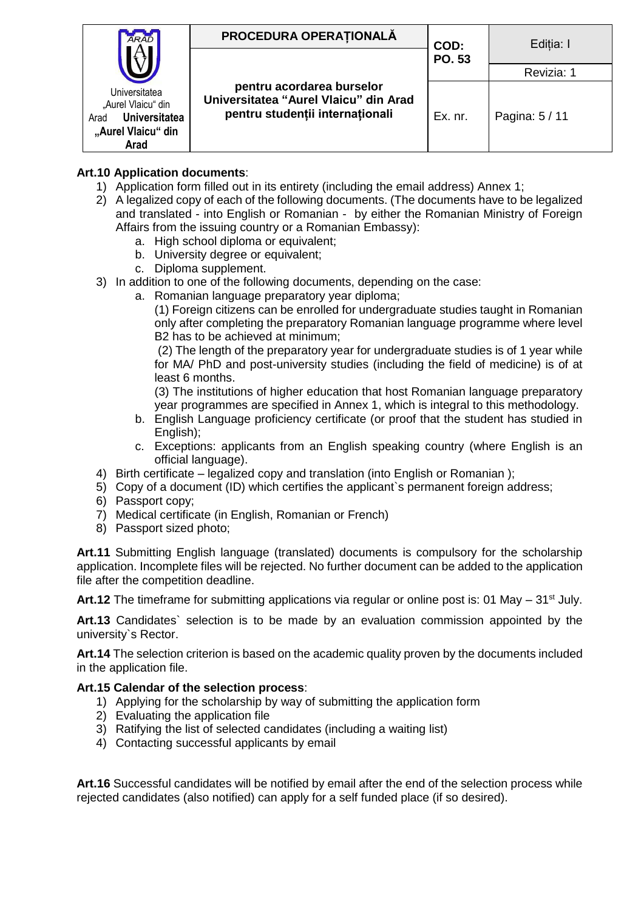**Art.10 Application documents**:

1) Application form filled out in its entirety (including the email address) Annex 1;
2) A legalized copy of each of the following documents. (The documents have to be legalized and translated - into English or Romanian - by either the Romanian Ministry of Foreign Affairs from the issuing country or a Romanian Embassy):
   a. High school diploma or equivalent;
   b. University degree or equivalent;
   c. Diploma supplement.
3) In addition to one of the following documents, depending on the case:
   a. Romanian language preparatory year diploma;
      (1) Foreign citizens can be enrolled for undergraduate studies taught in Romanian only after completing the preparatory Romanian language programme where level B2 has to be achieved at minimum;
      (2) The length of the preparatory year for undergraduate studies is of 1 year while for MA/ PhD and post-university studies (including the field of medicine) is of at least 6 months.
      (3) The institutions of higher education that host Romanian language preparatory year programmes are specified in Annex 1, which is integral to this methodology.
   b. English Language proficiency certificate (or proof that the student has studied in English);
   c. Exceptions: applicants from an English speaking country (where English is an official language).
4) Birth certificate – legalized copy and translation (into English or Romanian );
5) Copy of a document (ID) which certifies the applicant`s permanent foreign address;
6) Passport copy;
7) Medical certificate (in English, Romanian or French)
8) Passport sized photo;

**Art.11** Submitting English language (translated) documents is compulsory for the scholarship application. Incomplete files will be rejected. No further document can be added to the application file after the competition deadline.

**Art.12** The timeframe for submitting applications via regular or online post is: 01 May – 31st July.

**Art.13** Candidates` selection is to be made by an evaluation commission appointed by the university`s Rector.

**Art.14** The selection criterion is based on the academic quality proven by the documents included in the application file.

**Art.15 Calendar of the selection process**:

1) Applying for the scholarship by way of submitting the application form
2) Evaluating the application file
3) Ratifying the list of selected candidates (including a waiting list)
4) Contacting successful applicants by email

**Art.16** Successful candidates will be notified by email after the end of the selection process while rejected candidates (also notified) can apply for a self funded place (if so desired).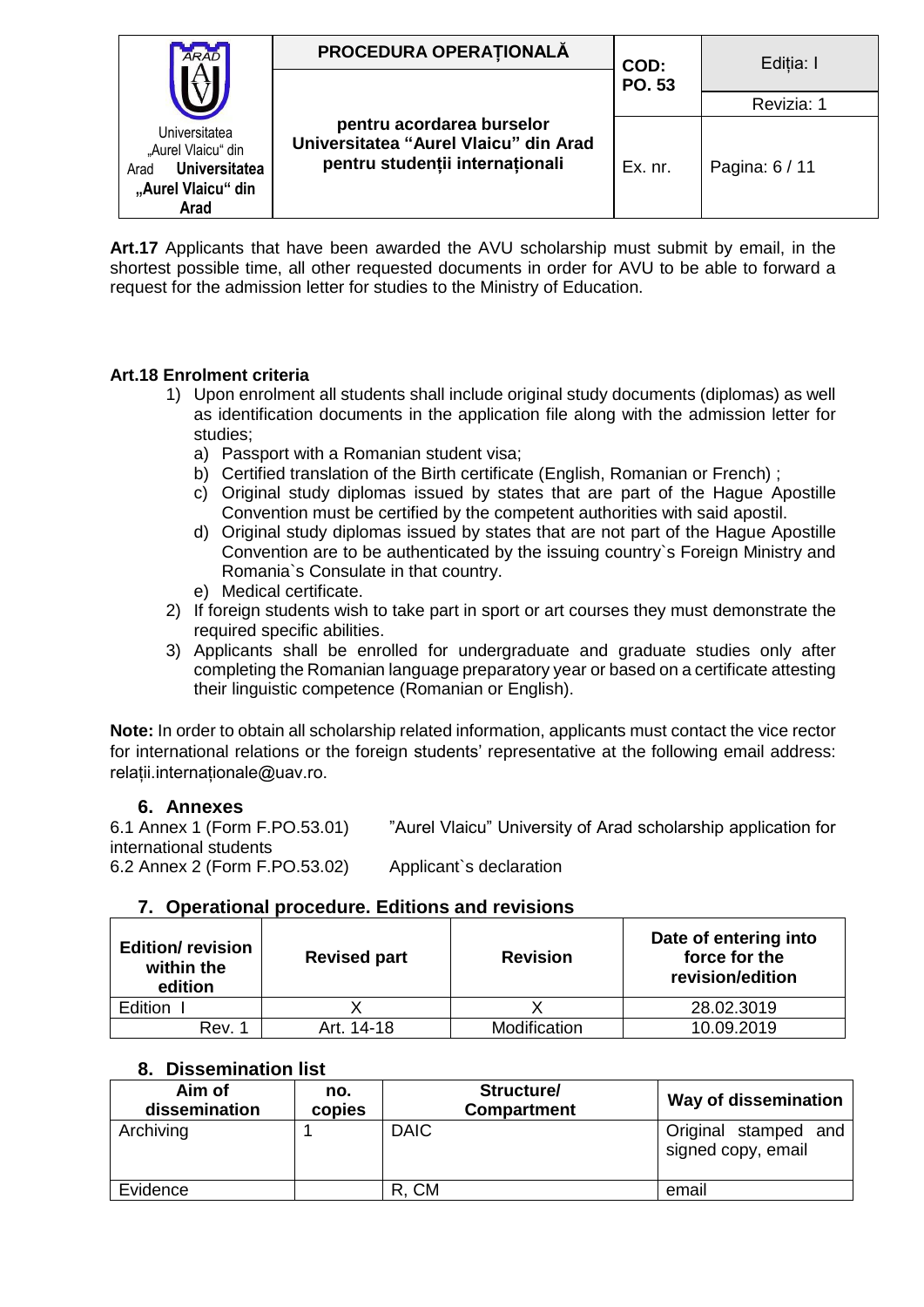**Art.17** Applicants that have been awarded the AVU scholarship must submit by email, in the shortest possible time, all other requested documents in order for AVU to be able to forward a request for the admission letter for studies to the Ministry of Education.

**Art.18 Enrolment criteria**

1) Upon enrolment all students shall include original study documents (diplomas) as well as identification documents in the application file along with the admission letter for studies;
   a) Passport with a Romanian student visa;
   b) Certified translation of the Birth certificate (English, Romanian or French) ;
   c) Original study diplomas issued by states that are part of the Hague Apostille Convention must be certified by the competent authorities with said apostil.
   d) Original study diplomas issued by states that are not part of the Hague Apostille Convention are to be authenticated by the issuing country`s Foreign Ministry and Romania`s Consulate in that country.
   e) Medical certificate.
2) If foreign students wish to take part in sport or art courses they must demonstrate the required specific abilities.
3) Applicants shall be enrolled for undergraduate and graduate studies only after completing the Romanian language preparatory year or based on a certificate attesting their linguistic competence (Romanian or English).

**Note:** In order to obtain all scholarship related information, applicants must contact the vice rector for international relations or the foreign students' representative at the following email address: relații.internaționale@uav.ro.

## 6. Annexes

6.1 Annex 1 (Form F.PO.53.01) "Aurel Vlaicu" University of Arad scholarship application for international students

6.2 Annex 2 (Form F.PO.53.02) Applicant`s declaration

## 7. Operational procedure. Editions and revisions

| Edition/ revision within the edition | Revised part | Revision | Date of entering into force for the revision/edition |
|---|---|---|---|
| Edition I | X | X | 28.02.3019 |
| Rev. 1 | Art. 14-18 | Modification | 10.09.2019 |

## 8. Dissemination list

| Aim of dissemination | no. copies | Structure/ Compartment | Way of dissemination |
|---|---|---|---|
| Archiving | 1 | DAIC | Original stamped and signed copy, email |
| Evidence | | R, CM | email |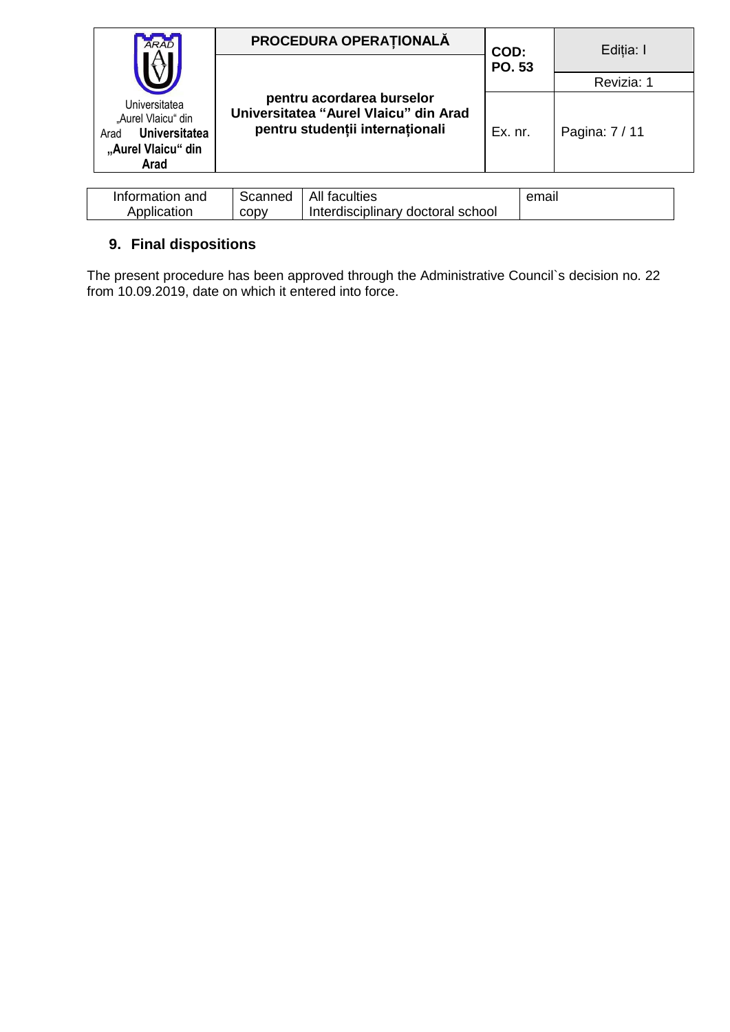| | | | |
|---|---|---|---|
| Information and Application | Scanned copy | All faculties<br>Interdisciplinary doctoral school | email |

## 9. Final dispositions

The present procedure has been approved through the Administrative Council`s decision no. 22 from 10.09.2019, date on which it entered into force.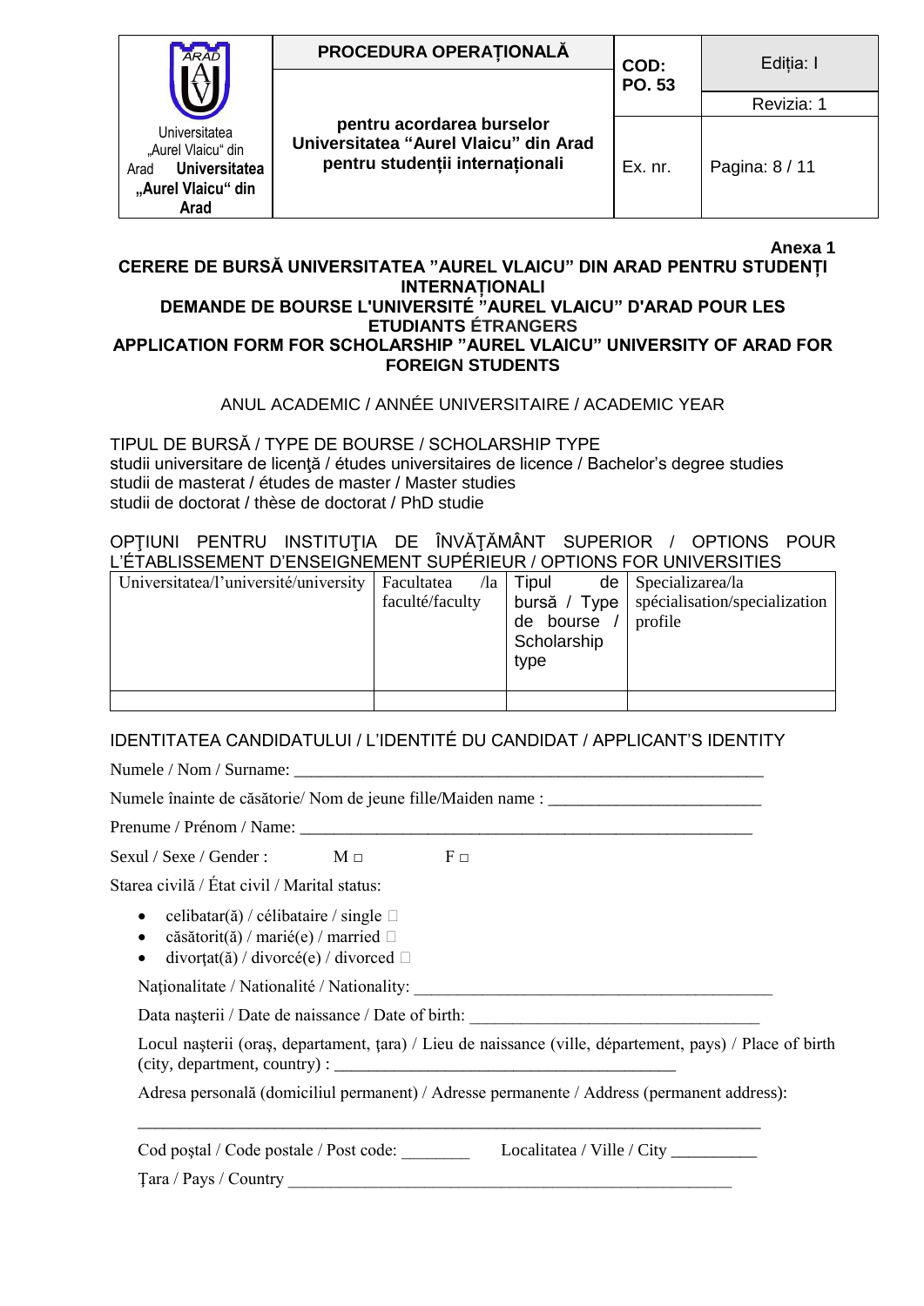**Anexa 1**

**CERERE DE BURSĂ UNIVERSITATEA "AUREL VLAICU" DIN ARAD PENTRU STUDENȚI INTERNAȚIONALI**
**DEMANDE DE BOURSE L'UNIVERSITÉ "AUREL VLAICU" D'ARAD POUR LES ETUDIANTS ÉTRANGERS**
**APPLICATION FORM FOR SCHOLARSHIP "AUREL VLAICU" UNIVERSITY OF ARAD FOR FOREIGN STUDENTS**

ANUL ACADEMIC / ANNÉE UNIVERSITAIRE / ACADEMIC YEAR

TIPUL DE BURSĂ / TYPE DE BOURSE / SCHOLARSHIP TYPE
studii universitare de licenţă / études universitaires de licence / Bachelor's degree studies
studii de masterat / études de master / Master studies
studii de doctorat / thèse de doctorat / PhD studie

OPŢIUNI PENTRU INSTITUŢIA DE ÎNVĂŢĂMÂNT SUPERIOR / OPTIONS POUR L'ÉTABLISSEMENT D'ENSEIGNEMENT SUPÉRIEUR / OPTIONS FOR UNIVERSITIES

| Universitatea/l'université/university | Facultatea /la faculté/faculty | Tipul de bursă / Type de bourse / Scholarship type | Specializarea/la spécialisation/specialization profile |
|---|---|---|---|
| | | | |

IDENTITATEA CANDIDATULUI / L'IDENTITÉ DU CANDIDAT / APPLICANT'S IDENTITY

Numele / Nom / Surname: _______________________________________________________

Numele înainte de căsătorie/ Nom de jeune fille/Maiden name : ________________________

Prenume / Prénom / Name: _____________________________________________________

Sexul / Sexe / Gender : M □ F □

Starea civilă / État civil / Marital status:

- celibatar(ă) / célibataire / single □
- căsătorit(ă) / marié(e) / married □
- divorţat(ă) / divorcé(e) / divorced □

Naţionalitate / Nationalité / Nationality: __________________________________________

Data naşterii / Date de naissance / Date of birth: __________________________________

Locul naşterii (oraş, departament, ţara) / Lieu de naissance (ville, département, pays) / Place of birth (city, department, country) : _______________________________________

Adresa personală (domiciliul permanent) / Adresse permanente / Address (permanent address):

_________________________________________________________________________

Cod poştal / Code postale / Post code: ________ Localitatea / Ville / City __________

Ţara / Pays / Country _____________________________________________________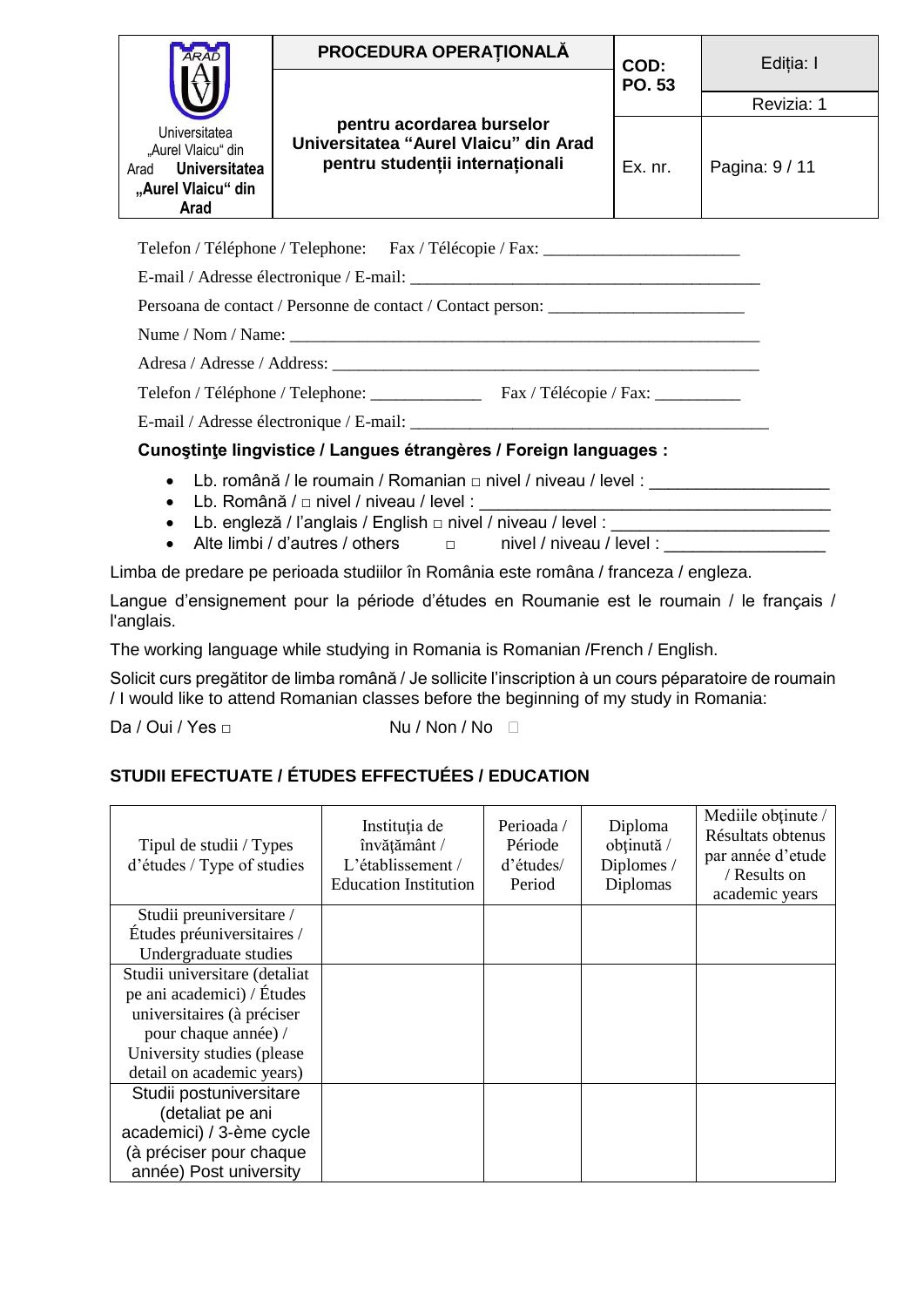Telefon / Téléphone / Telephone: Fax / Télécopie / Fax: _______________________

E-mail / Adresse électronique / E-mail: __________________________________________

Persoana de contact / Personne de contact / Contact person: _______________________

Nume / Nom / Name: _______________________________________________________

Adresa / Adresse / Address: ___________________________________________________

Telefon / Téléphone / Telephone: _____________ Fax / Télécopie / Fax: __________

E-mail / Adresse électronique / E-mail: ___________________________________________

**Cunoştinţe lingvistice / Langues étrangères / Foreign languages :**

- Lb. română / le roumain / Romanian □ nivel / niveau / level : ___________________
- Lb. Română / □ nivel / niveau / level : ______________________________________
- Lb. engleză / l'anglais / English □ nivel / niveau / level : _______________________
- Alte limbi / d'autres / others □ nivel / niveau / level : _________________

Limba de predare pe perioada studiilor în România este româna / franceza / engleza.

Langue d'ensignement pour la période d'études en Roumanie est le roumain / le français / l'anglais.

The working language while studying in Romania is Romanian /French / English.

Solicit curs pregătitor de limba română / Je sollicite l'inscription à un cours péparatoire de roumain / I would like to attend Romanian classes before the beginning of my study in Romania:

Da / Oui / Yes □ Nu / Non / No □

**STUDII EFECTUATE / ÉTUDES EFFECTUÉES / EDUCATION**

| Tipul de studii / Types d'études / Type of studies | Instituția de învăţământ / L'établissement / Education Institution | Perioada / Période d'études/ Period | Diploma obținută / Diplomes / Diplomas | Mediile obținute / Résultats obtenus par année d'etude / Results on academic years |
|---|---|---|---|---|
| Studii preuniversitare / Études préuniversitaires / Undergraduate studies | | | | |
| Studii universitare (detaliat pe ani academici) / Études universitaires (à préciser pour chaque année) / University studies (please detail on academic years) | | | | |
| Studii postuniversitare (detaliat pe ani academici) / 3-ème cycle (à préciser pour chaque année) Post university | | | | |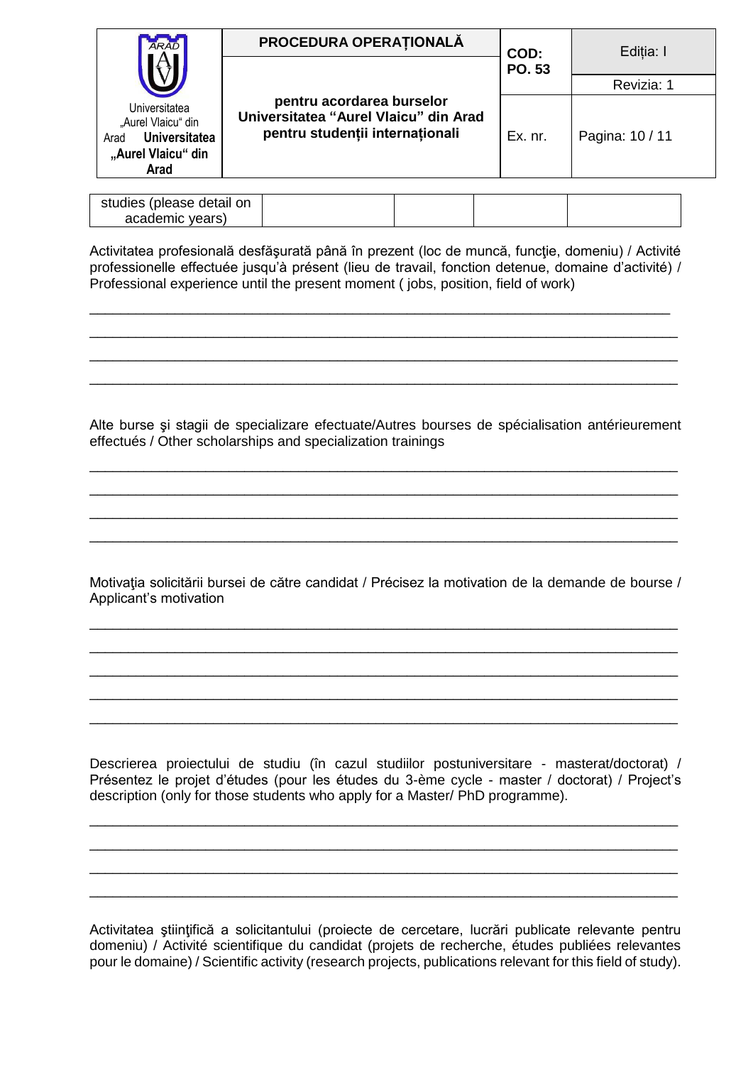| | | | | |
|---|---|---|---|---|
| studies (please detail on academic years) | | | | |

Activitatea profesională desfăşurată până în prezent (loc de muncă, funcţie, domeniu) / Activité professionnelle effectuée jusqu'à présent (lieu de travail, fonction detenue, domaine d'activité) / Professional experience until the present moment ( jobs, position, field of work)

___________________________________________________________________________

___________________________________________________________________________

___________________________________________________________________________

___________________________________________________________________________

Alte burse şi stagii de specializare efectuate/Autres bourses de spécialisation antérieurement effectués / Other scholarships and specialization trainings

___________________________________________________________________________

___________________________________________________________________________

___________________________________________________________________________

___________________________________________________________________________

Motivaţia solicitării bursei de către candidat / Précisez la motivation de la demande de bourse / Applicant's motivation

___________________________________________________________________________

___________________________________________________________________________

___________________________________________________________________________

___________________________________________________________________________

___________________________________________________________________________

Descrierea proiectului de studiu (în cazul studiilor postuniversitare - masterat/doctorat) / Présentez le projet d'études (pour les études du 3-ème cycle - master / doctorat) / Project's description (only for those students who apply for a Master/ PhD programme).

___________________________________________________________________________

___________________________________________________________________________

___________________________________________________________________________

___________________________________________________________________________

Activitatea ştiinţifică a solicitantului (proiecte de cercetare, lucrări publicate relevante pentru domeniu) / Activité scientifique du candidat (projets de recherche, études publiées relevantes pour le domaine) / Scientific activity (research projects, publications relevant for this field of study).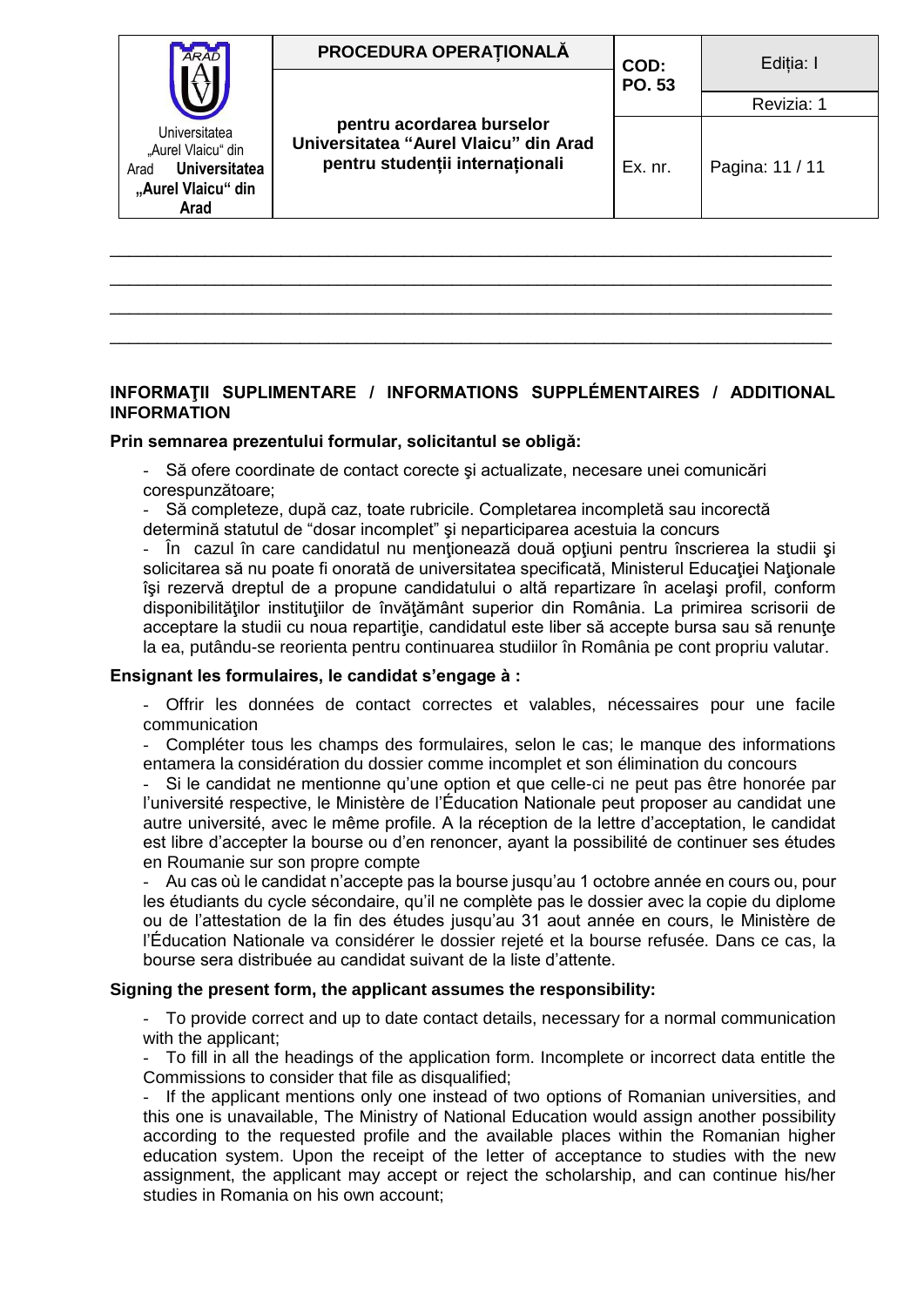\_\_\_\_\_\_\_\_\_\_\_\_\_\_\_\_\_\_\_\_\_\_\_\_\_\_\_\_\_\_\_\_\_\_\_\_\_\_\_\_\_\_\_\_\_\_\_\_\_\_\_\_\_\_\_\_\_\_\_\_\_\_\_\_\_\_\_\_\_\_\_\_\_\_\_\_

\_\_\_\_\_\_\_\_\_\_\_\_\_\_\_\_\_\_\_\_\_\_\_\_\_\_\_\_\_\_\_\_\_\_\_\_\_\_\_\_\_\_\_\_\_\_\_\_\_\_\_\_\_\_\_\_\_\_\_\_\_\_\_\_\_\_\_\_\_\_\_\_\_\_\_\_

\_\_\_\_\_\_\_\_\_\_\_\_\_\_\_\_\_\_\_\_\_\_\_\_\_\_\_\_\_\_\_\_\_\_\_\_\_\_\_\_\_\_\_\_\_\_\_\_\_\_\_\_\_\_\_\_\_\_\_\_\_\_\_\_\_\_\_\_\_\_\_\_\_\_\_\_

\_\_\_\_\_\_\_\_\_\_\_\_\_\_\_\_\_\_\_\_\_\_\_\_\_\_\_\_\_\_\_\_\_\_\_\_\_\_\_\_\_\_\_\_\_\_\_\_\_\_\_\_\_\_\_\_\_\_\_\_\_\_\_\_\_\_\_\_\_\_\_\_\_\_\_\_

**INFORMAŢII SUPLIMENTARE / INFORMATIONS SUPPLÉMENTAIRES / ADDITIONAL INFORMATION**

**Prin semnarea prezentului formular, solicitantul se obligă:**

- Să ofere coordinate de contact corecte şi actualizate, necesare unei comunicări corespunzătoare;
- Să completeze, după caz, toate rubricile. Completarea incompletă sau incorectă determină statutul de "dosar incomplet" şi neparticiparea acestuia la concurs
- În cazul în care candidatul nu menţionează două opţiuni pentru înscrierea la studii şi solicitarea să nu poate fi onorată de universitatea specificată, Ministerul Educaţiei Naţionale îşi rezervă dreptul de a propune candidatului o altă repartizare în acelaşi profil, conform disponibilităţilor instituţiilor de învăţământ superior din România. La primirea scrisorii de acceptare la studii cu noua repartiţie, candidatul este liber să accepte bursa sau să renunţe la ea, putându-se reorienta pentru continuarea studiilor în România pe cont propriu valutar.

**Ensignant les formulaires, le candidat s'engage à :**

- Offrir les données de contact correctes et valables, nécessaires pour une facile communication
- Compléter tous les champs des formulaires, selon le cas; le manque des informations entamera la considération du dossier comme incomplet et son élimination du concours
- Si le candidat ne mentionne qu'une option et que celle-ci ne peut pas être honorée par l'université respective, le Ministère de l'Éducation Nationale peut proposer au candidat une autre université, avec le même profile. A la réception de la lettre d'acceptation, le candidat est libre d'accepter la bourse ou d'en renoncer, ayant la possibilité de continuer ses études en Roumanie sur son propre compte
- Au cas où le candidat n'accepte pas la bourse jusqu'au 1 octobre année en cours ou, pour les étudiants du cycle sécondaire, qu'il ne complète pas le dossier avec la copie du diplome ou de l'attestation de la fin des études jusqu'au 31 aout année en cours, le Ministère de l'Éducation Nationale va considérer le dossier rejeté et la bourse refusée. Dans ce cas, la bourse sera distribuée au candidat suivant de la liste d'attente.

**Signing the present form, the applicant assumes the responsibility:**

- To provide correct and up to date contact details, necessary for a normal communication with the applicant;
- To fill in all the headings of the application form. Incomplete or incorrect data entitle the Commissions to consider that file as disqualified;
- If the applicant mentions only one instead of two options of Romanian universities, and this one is unavailable, The Ministry of National Education would assign another possibility according to the requested profile and the available places within the Romanian higher education system. Upon the receipt of the letter of acceptance to studies with the new assignment, the applicant may accept or reject the scholarship, and can continue his/her studies in Romania on his own account;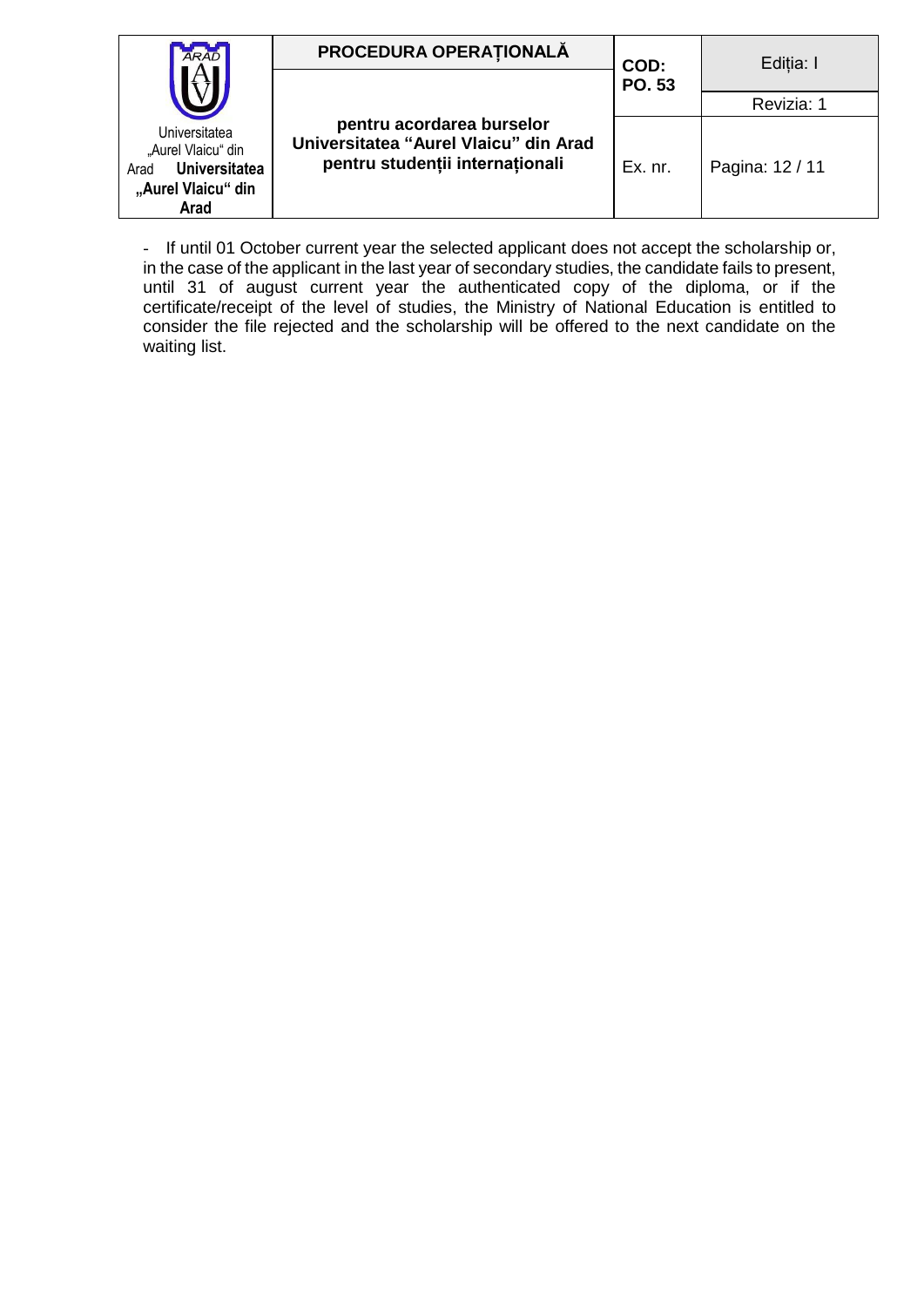- If until 01 October current year the selected applicant does not accept the scholarship or, in the case of the applicant in the last year of secondary studies, the candidate fails to present, until 31 of august current year the authenticated copy of the diploma, or if the certificate/receipt of the level of studies, the Ministry of National Education is entitled to consider the file rejected and the scholarship will be offered to the next candidate on the waiting list.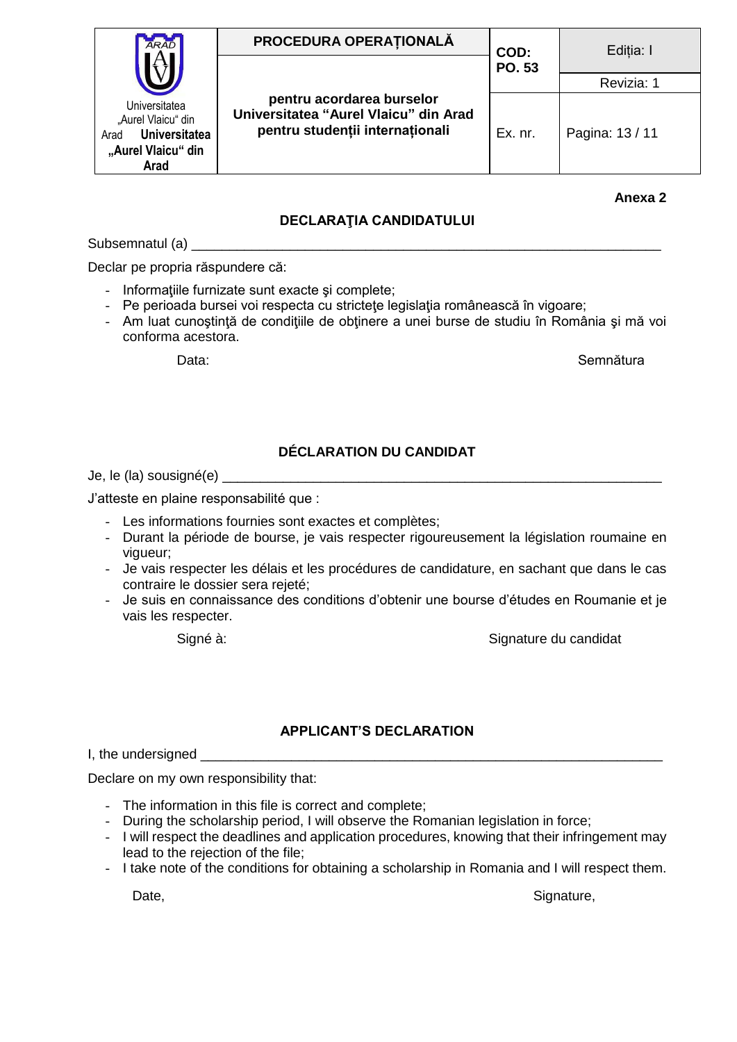**Anexa 2**

## DECLARAŢIA CANDIDATULUI

Subsemnatul (a) _______________________________________________________________

Declar pe propria răspundere că:

- Informaţiile furnizate sunt exacte şi complete;
- Pe perioada bursei voi respecta cu stricteţe legislaţia românească în vigoare;
- Am luat cunoştinţă de condiţiile de obţinere a unei burse de studiu în România şi mă voi conforma acestora.

Data: Semnătura

## DÉCLARATION DU CANDIDAT

Je, le (la) sousigné(e) _______________________________________________________________

J'atteste en plaine responsabilité que :

- Les informations fournies sont exactes et complètes;
- Durant la période de bourse, je vais respecter rigoureusement la législation roumaine en vigueur;
- Je vais respecter les délais et les procédures de candidature, en sachant que dans le cas contraire le dossier sera rejeté;
- Je suis en connaissance des conditions d'obtenir une bourse d'études en Roumanie et je vais les respecter.

Signé à: Signature du candidat

## APPLICANT'S DECLARATION

I, the undersigned _______________________________________________________________

Declare on my own responsibility that:

- The information in this file is correct and complete;
- During the scholarship period, I will observe the Romanian legislation in force;
- I will respect the deadlines and application procedures, knowing that their infringement may lead to the rejection of the file;
- I take note of the conditions for obtaining a scholarship in Romania and I will respect them.

Date, Signature,